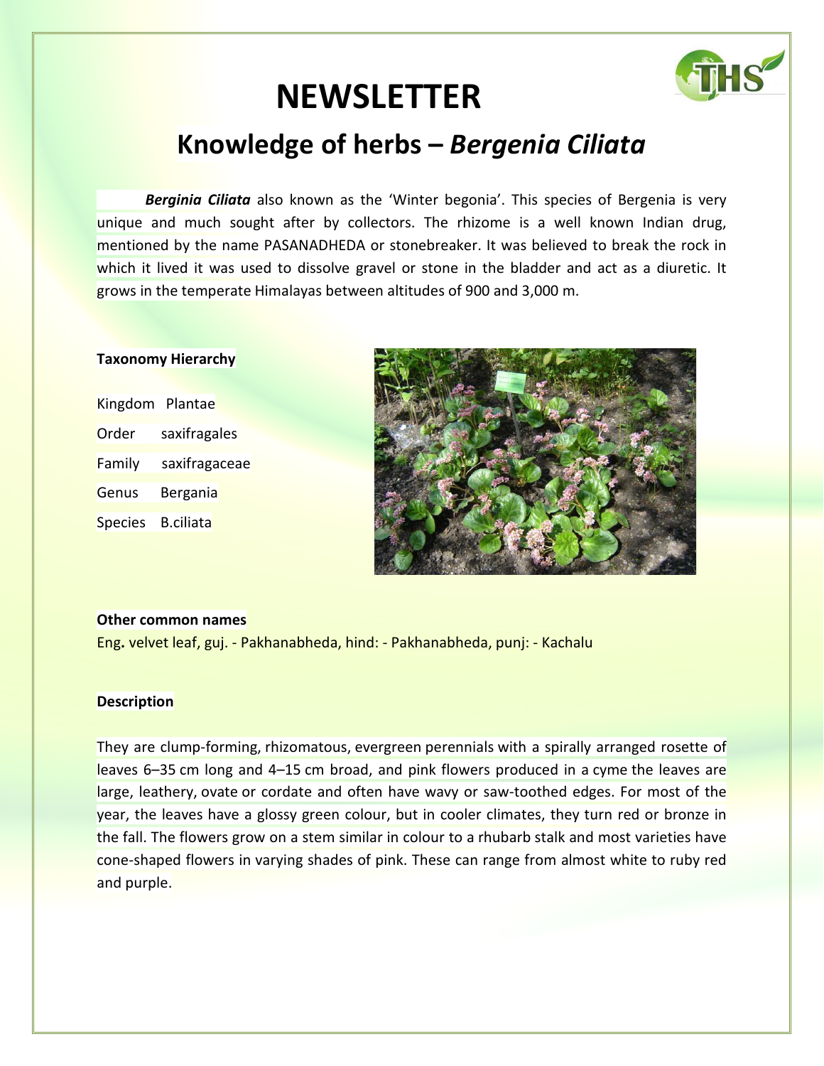# NEWSLETTER

## Knowledge of herbs – *Bergenia Ciliata*

***Berginia Ciliata*** also known as the 'Winter begonia'. This species of Bergenia is very unique and much sought after by collectors. The rhizome is a well known Indian drug, mentioned by the name PASANADHEDA or stonebreaker. It was believed to break the rock in which it lived it was used to dissolve gravel or stone in the bladder and act as a diuretic. It grows in the temperate Himalayas between altitudes of 900 and 3,000 m.

**Taxonomy Hierarchy**

| | |
|---|---|
| Kingdom | Plantae |
| Order | saxifragales |
| Family | saxifragaceae |
| Genus | Bergania |
| Species | B.ciliata |

**Other common names**

Eng**.** velvet leaf, guj. - Pakhanabheda, hind: - Pakhanabheda, punj: - Kachalu

**Description**

They are clump-forming, rhizomatous, evergreen perennials with a spirally arranged rosette of leaves 6–35 cm long and 4–15 cm broad, and pink flowers produced in a cyme the leaves are large, leathery, ovate or cordate and often have wavy or saw-toothed edges. For most of the year, the leaves have a glossy green colour, but in cooler climates, they turn red or bronze in the fall. The flowers grow on a stem similar in colour to a rhubarb stalk and most varieties have cone-shaped flowers in varying shades of pink. These can range from almost white to ruby red and purple.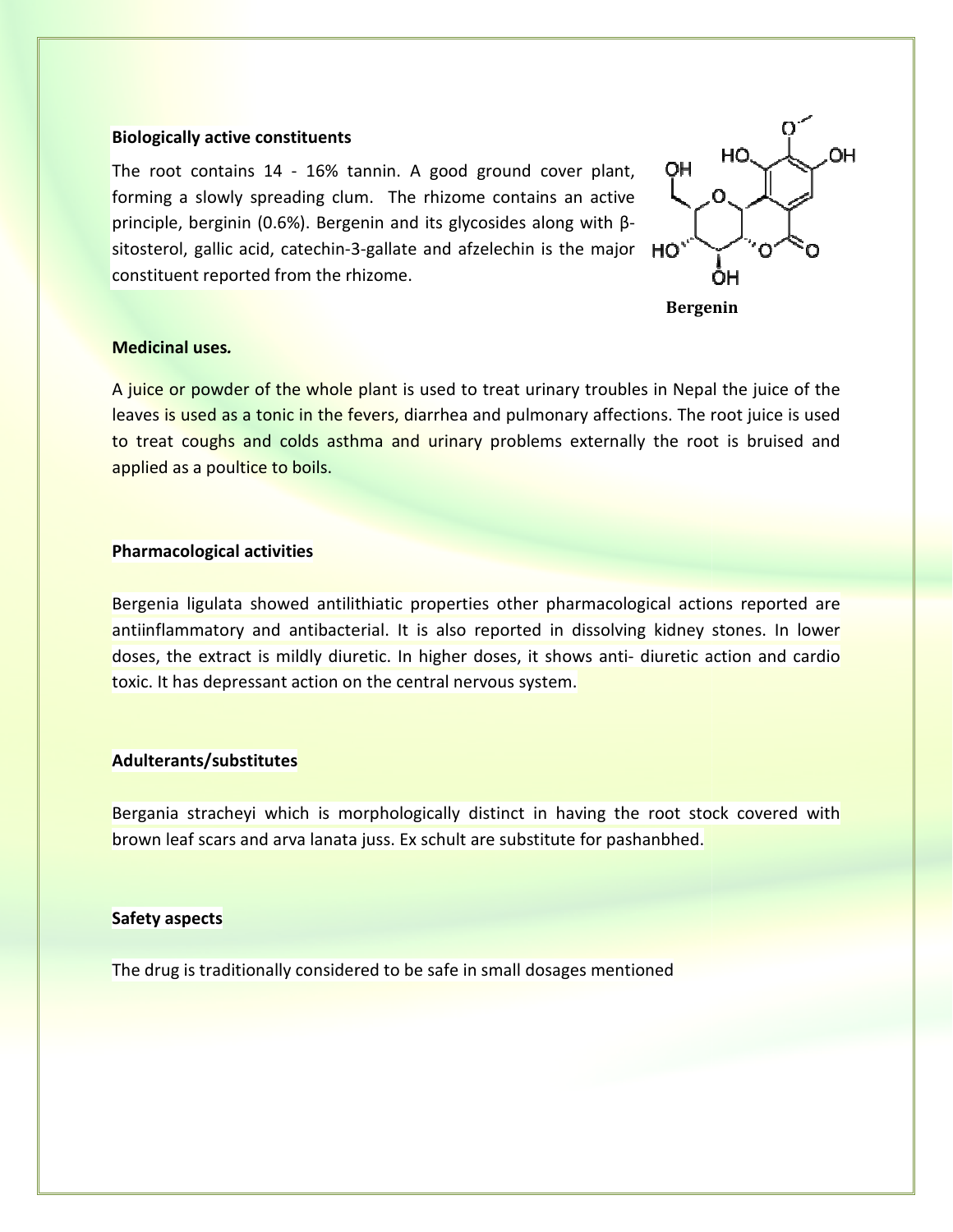**Biologically active constituents**

The root contains 14 - 16% tannin. A good ground cover plant, forming a slowly spreading clum. The rhizome contains an active principle, berginin (0.6%). Bergenin and its glycosides along with β-sitosterol, gallic acid, catechin-3-gallate and afzelechin is the major constituent reported from the rhizome.

**Bergenin**

**Medicinal uses.**

A juice or powder of the whole plant is used to treat urinary troubles in Nepal the juice of the leaves is used as a tonic in the fevers, diarrhea and pulmonary affections. The root juice is used to treat coughs and colds asthma and urinary problems externally the root is bruised and applied as a poultice to boils.

**Pharmacological activities**

Bergenia ligulata showed antilithiatic properties other pharmacological actions reported are antiinflammatory and antibacterial. It is also reported in dissolving kidney stones. In lower doses, the extract is mildly diuretic. In higher doses, it shows anti- diuretic action and cardio toxic. It has depressant action on the central nervous system.

**Adulterants/substitutes**

Bergania stracheyi which is morphologically distinct in having the root stock covered with brown leaf scars and arva lanata juss. Ex schult are substitute for pashanbhed.

**Safety aspects**

The drug is traditionally considered to be safe in small dosages mentioned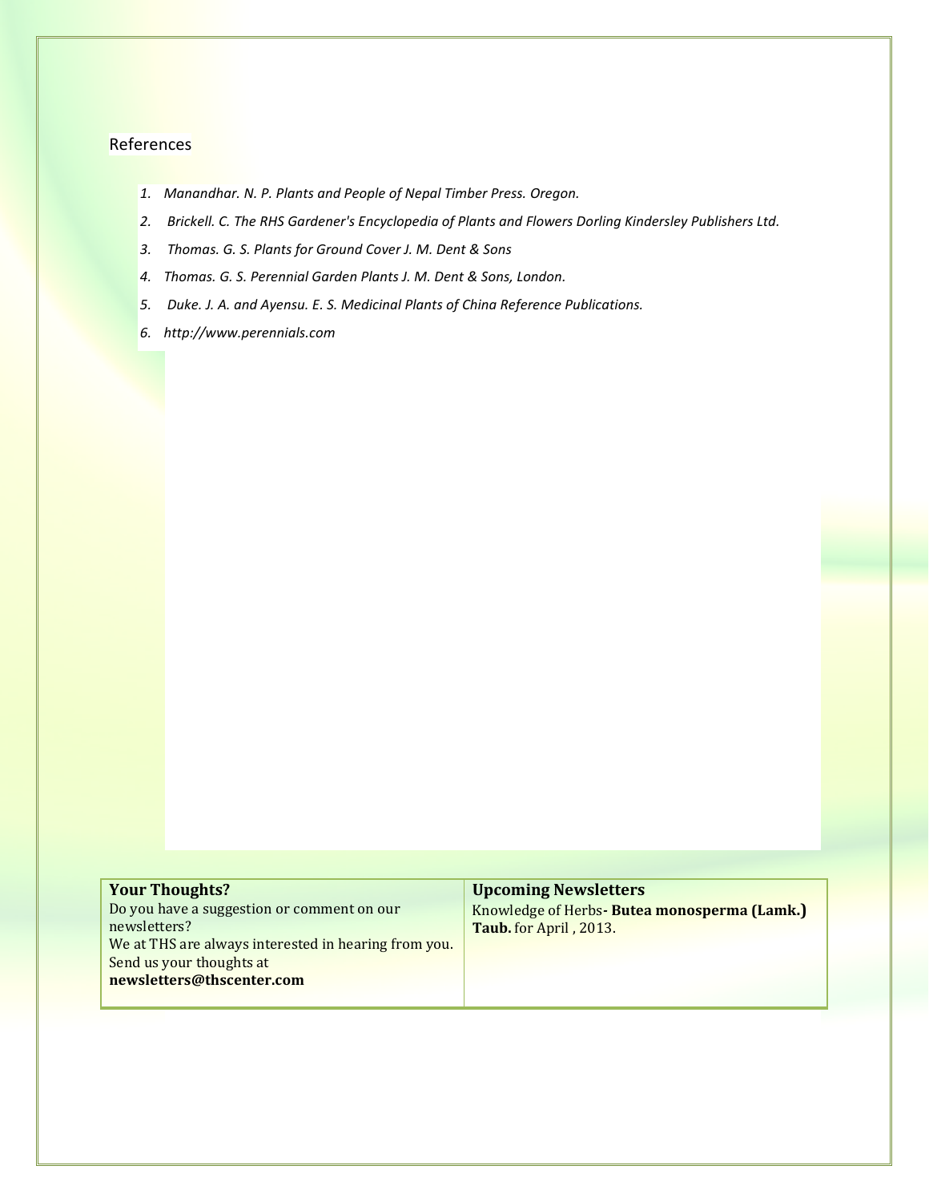## References

1. *Manandhar. N. P. Plants and People of Nepal Timber Press. Oregon.*
2. *Brickell. C. The RHS Gardener's Encyclopedia of Plants and Flowers Dorling Kindersley Publishers Ltd.*
3. *Thomas. G. S. Plants for Ground Cover J. M. Dent & Sons*
4. *Thomas. G. S. Perennial Garden Plants J. M. Dent & Sons, London.*
5. *Duke. J. A. and Ayensu. E. S. Medicinal Plants of China Reference Publications.*
6. *http://www.perennials.com*

| **Your Thoughts?** | **Upcoming Newsletters** |
|---|---|
| Do you have a suggestion or comment on our newsletters?<br>We at THS are always interested in hearing from you.<br>Send us your thoughts at<br>**newsletters@thscenter.com** | Knowledge of Herbs**- Butea monosperma (Lamk.) Taub.** for April , 2013. |